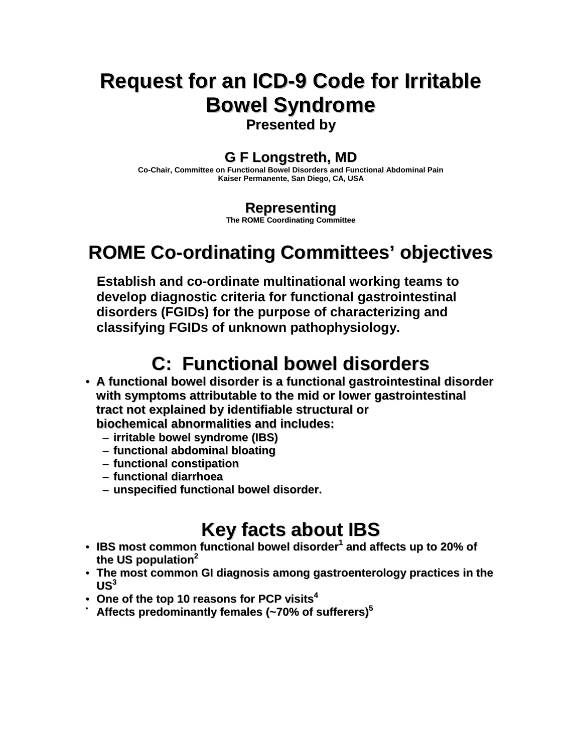# Request for an ICD-9 Code for Irritable Bowel Syndrome

**Presented by**

**G F Longstreth, MD**

Co-Chair, Committee on Functional Bowel Disorders and Functional Abdominal Pain
Kaiser Permanente, San Diego, CA, USA

**Representing**

The ROME Coordinating Committee

## ROME Co-ordinating Committees' objectives

**Establish and co-ordinate multinational working teams to develop diagnostic criteria for functional gastrointestinal disorders (FGIDs) for the purpose of characterizing and classifying FGIDs of unknown pathophysiology.**

## C: Functional bowel disorders

- **A functional bowel disorder is a functional gastrointestinal disorder with symptoms attributable to the mid or lower gastrointestinal tract not explained by identifiable structural or biochemical abnormalities and includes:**
  - **irritable bowel syndrome (IBS)**
  - **functional abdominal bloating**
  - **functional constipation**
  - **functional diarrhoea**
  - **unspecified functional bowel disorder.**

## Key facts about IBS

- **IBS most common functional bowel disorder[1] and affects up to 20% of the US population[2]**
- **The most common GI diagnosis among gastroenterology practices in the US[3]**
- **One of the top 10 reasons for PCP visits[4]**
- **Affects predominantly females (~70% of sufferers)[5]**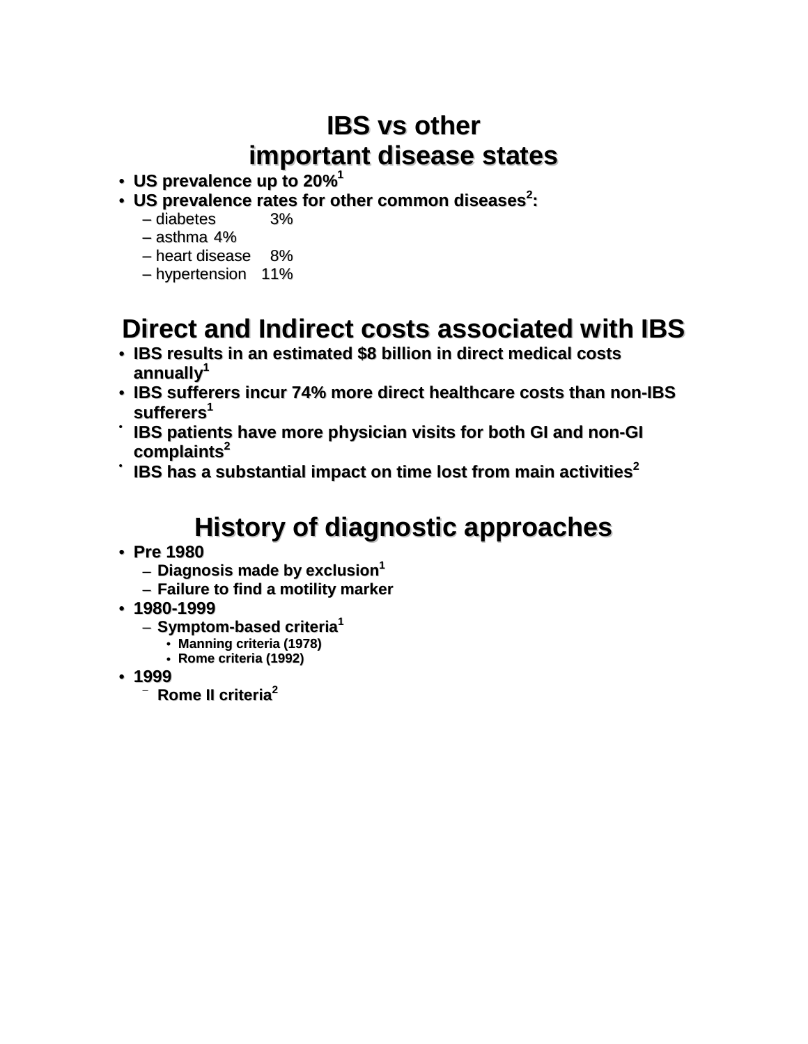# IBS vs other important disease states

- **US prevalence up to 20%[1]**
- **US prevalence rates for other common diseases[2]:**
  - diabetes 3%
  - asthma 4%
  - heart disease 8%
  - hypertension 11%

# Direct and Indirect costs associated with IBS

- **IBS results in an estimated $8 billion in direct medical costs annually[1]**
- **IBS sufferers incur 74% more direct healthcare costs than non-IBS sufferers[1]**
- **IBS patients have more physician visits for both GI and non-GI complaints[2]**
- **IBS has a substantial impact on time lost from main activities[2]**

# History of diagnostic approaches

- **Pre 1980**
  - **Diagnosis made by exclusion[1]**
  - **Failure to find a motility marker**
- **1980-1999**
  - **Symptom-based criteria[1]**
    - **Manning criteria (1978)**
    - **Rome criteria (1992)**
- **1999**
  - **Rome II criteria[2]**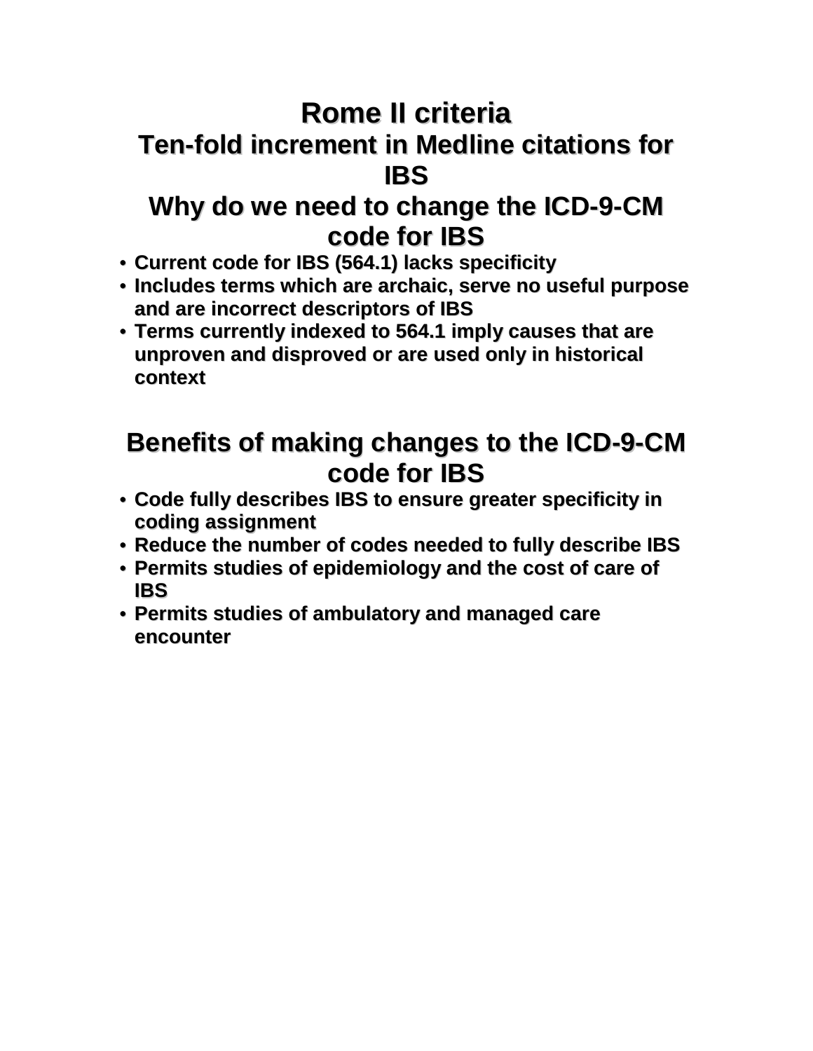## Rome II criteria

## Ten-fold increment in Medline citations for IBS

## Why do we need to change the ICD-9-CM code for IBS

- **Current code for IBS (564.1) lacks specificity**
- **Includes terms which are archaic, serve no useful purpose and are incorrect descriptors of IBS**
- **Terms currently indexed to 564.1 imply causes that are unproven and disproved or are used only in historical context**

## Benefits of making changes to the ICD-9-CM code for IBS

- **Code fully describes IBS to ensure greater specificity in coding assignment**
- **Reduce the number of codes needed to fully describe IBS**
- **Permits studies of epidemiology and the cost of care of IBS**
- **Permits studies of ambulatory and managed care encounter**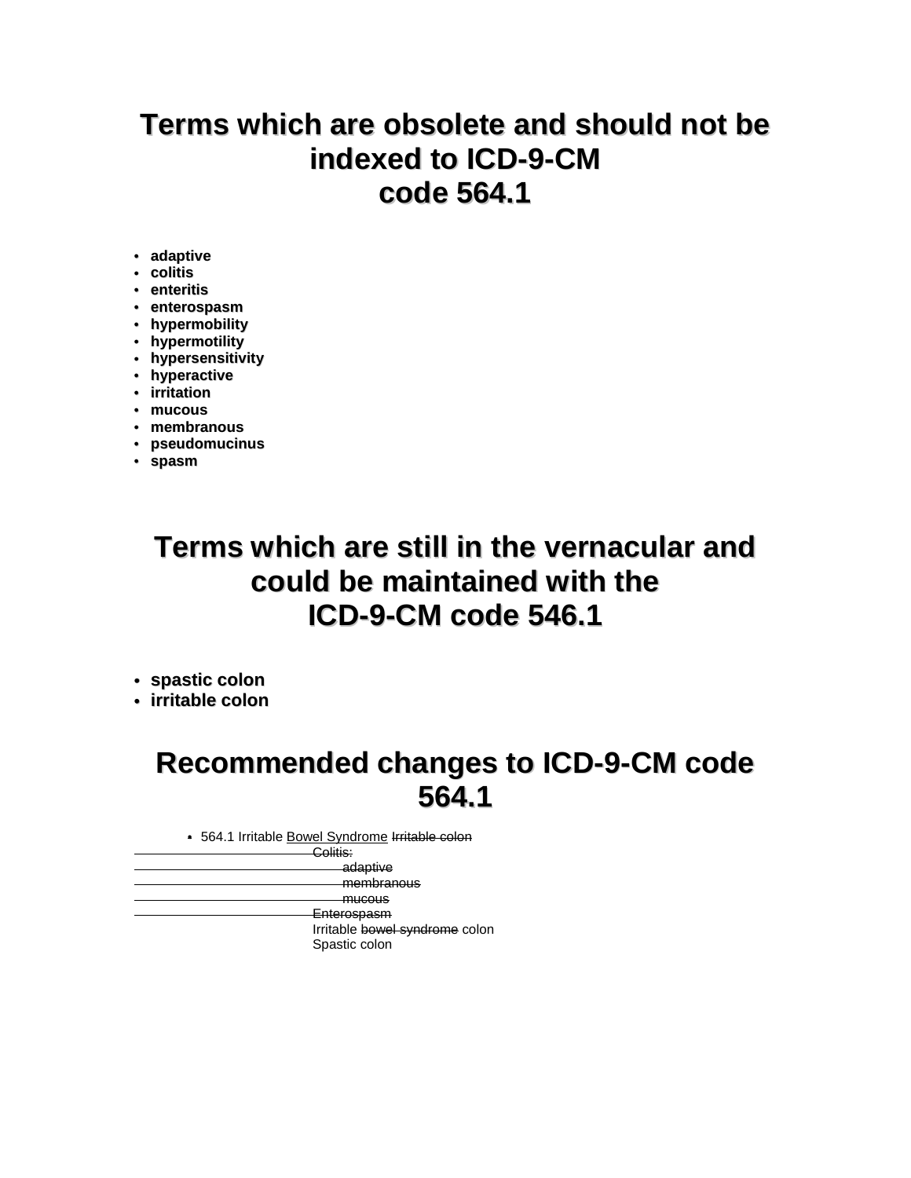# Terms which are obsolete and should not be indexed to ICD-9-CM code 564.1

- **adaptive**
- **colitis**
- **enteritis**
- **enterospasm**
- **hypermobility**
- **hypermotility**
- **hypersensitivity**
- **hyperactive**
- **irritation**
- **mucous**
- **membranous**
- **pseudomucinus**
- **spasm**

# Terms which are still in the vernacular and could be maintained with the ICD-9-CM code 546.1

- **spastic colon**
- **irritable colon**

# Recommended changes to ICD-9-CM code 564.1

- 564.1 Irritable <u>Bowel Syndrome</u> ~~Irritable colon~~

  ~~Colitis:~~

  ~~adaptive~~

  ~~membranous~~

  ~~mucous~~

  ~~Enterospasm~~

  Irritable ~~bowel syndrome~~ colon

  Spastic colon